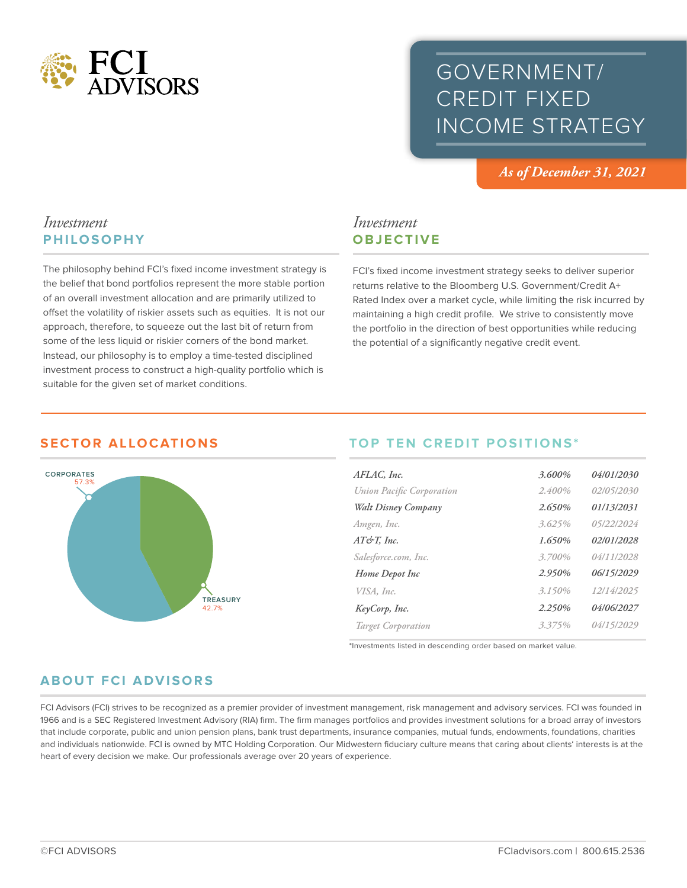FCI ADVISORS

# GOVERNMENT/ CREDIT FIXED INCOME STRATEGY

*As of December 31, 2021*

## *Investment* PHILOSOPHY

The philosophy behind FCI's fixed income investment strategy is the belief that bond portfolios represent the more stable portion of an overall investment allocation and are primarily utilized to offset the volatility of riskier assets such as equities. It is not our approach, therefore, to squeeze out the last bit of return from some of the less liquid or riskier corners of the bond market. Instead, our philosophy is to employ a time-tested disciplined investment process to construct a high-quality portfolio which is suitable for the given set of market conditions.

## *Investment* OBJECTIVE

FCI's fixed income investment strategy seeks to deliver superior returns relative to the Bloomberg U.S. Government/Credit A+ Rated Index over a market cycle, while limiting the risk incurred by maintaining a high credit profile. We strive to consistently move the portfolio in the direction of best opportunities while reducing the potential of a significantly negative credit event.

## SECTOR ALLOCATIONS

| Sector | Allocation |
|---|---|
| CORPORATES | 57.3% |
| TREASURY | 42.7% |

## TOP TEN CREDIT POSITIONS*

| Issuer | Coupon | Maturity |
|---|---|---|
| *AFLAC, Inc.* | 3.600% | 04/01/2030 |
| *Union Pacific Corporation* | 2.400% | 02/05/2030 |
| *Walt Disney Company* | 2.650% | 01/13/2031 |
| *Amgen, Inc.* | 3.625% | 05/22/2024 |
| *AT&T, Inc.* | 1.650% | 02/01/2028 |
| *Salesforce.com, Inc.* | 3.700% | 04/11/2028 |
| *Home Depot Inc* | 2.950% | 06/15/2029 |
| *VISA, Inc.* | 3.150% | 12/14/2025 |
| *KeyCorp, Inc.* | 2.250% | 04/06/2027 |
| *Target Corporation* | 3.375% | 04/15/2029 |

*Investments listed in descending order based on market value.

## ABOUT FCI ADVISORS

FCI Advisors (FCI) strives to be recognized as a premier provider of investment management, risk management and advisory services. FCI was founded in 1966 and is a SEC Registered Investment Advisory (RIA) firm. The firm manages portfolios and provides investment solutions for a broad array of investors that include corporate, public and union pension plans, bank trust departments, insurance companies, mutual funds, endowments, foundations, charities and individuals nationwide. FCI is owned by MTC Holding Corporation. Our Midwestern fiduciary culture means that caring about clients' interests is at the heart of every decision we make. Our professionals average over 20 years of experience.

©FCI ADVISORS

FCIadvisors.com | 800.615.2536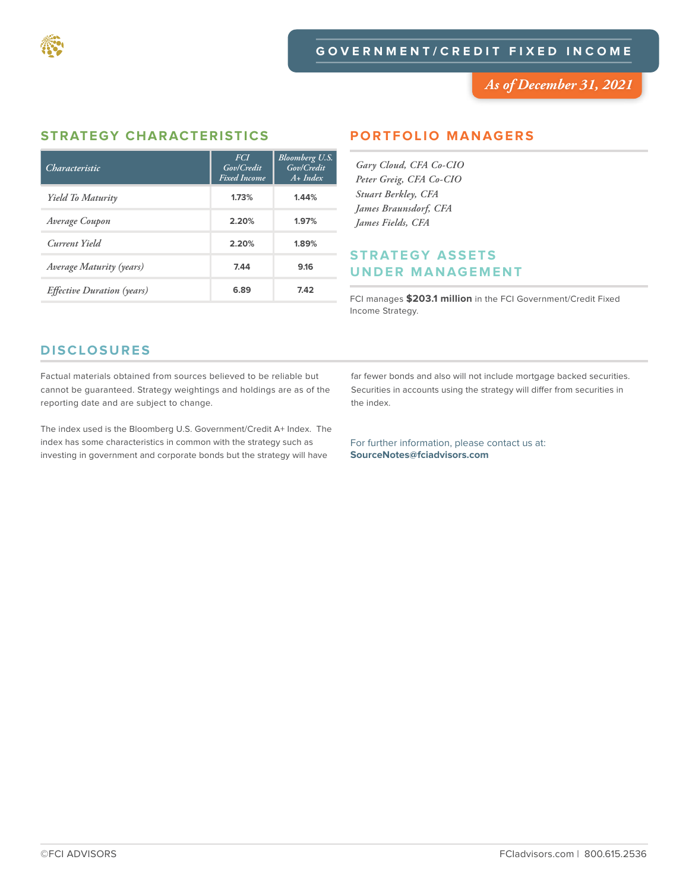# GOVERNMENT/CREDIT FIXED INCOME

*As of December 31, 2021*

## STRATEGY CHARACTERISTICS

| *Characteristic* | *FCI Gov/Credit Fixed Income* | *Bloomberg U.S. Gov/Credit A+ Index* |
|---|---|---|
| *Yield To Maturity* | **1.73%** | **1.44%** |
| *Average Coupon* | **2.20%** | **1.97%** |
| *Current Yield* | **2.20%** | **1.89%** |
| *Average Maturity (years)* | **7.44** | **9.16** |
| *Effective Duration (years)* | **6.89** | **7.42** |

## PORTFOLIO MANAGERS

*Gary Cloud, CFA Co-CIO*
*Peter Greig, CFA Co-CIO*
*Stuart Berkley, CFA*
*James Braunsdorf, CFA*
*James Fields, CFA*

## STRATEGY ASSETS UNDER MANAGEMENT

FCI manages **$203.1 million** in the FCI Government/Credit Fixed Income Strategy.

## DISCLOSURES

Factual materials obtained from sources believed to be reliable but cannot be guaranteed. Strategy weightings and holdings are as of the reporting date and are subject to change.

The index used is the Bloomberg U.S. Government/Credit A+ Index. The index has some characteristics in common with the strategy such as investing in government and corporate bonds but the strategy will have far fewer bonds and also will not include mortgage backed securities. Securities in accounts using the strategy will differ from securities in the index.

For further information, please contact us at:
**SourceNotes@fciadvisors.com**

©FCI ADVISORS

FCIadvisors.com | 800.615.2536